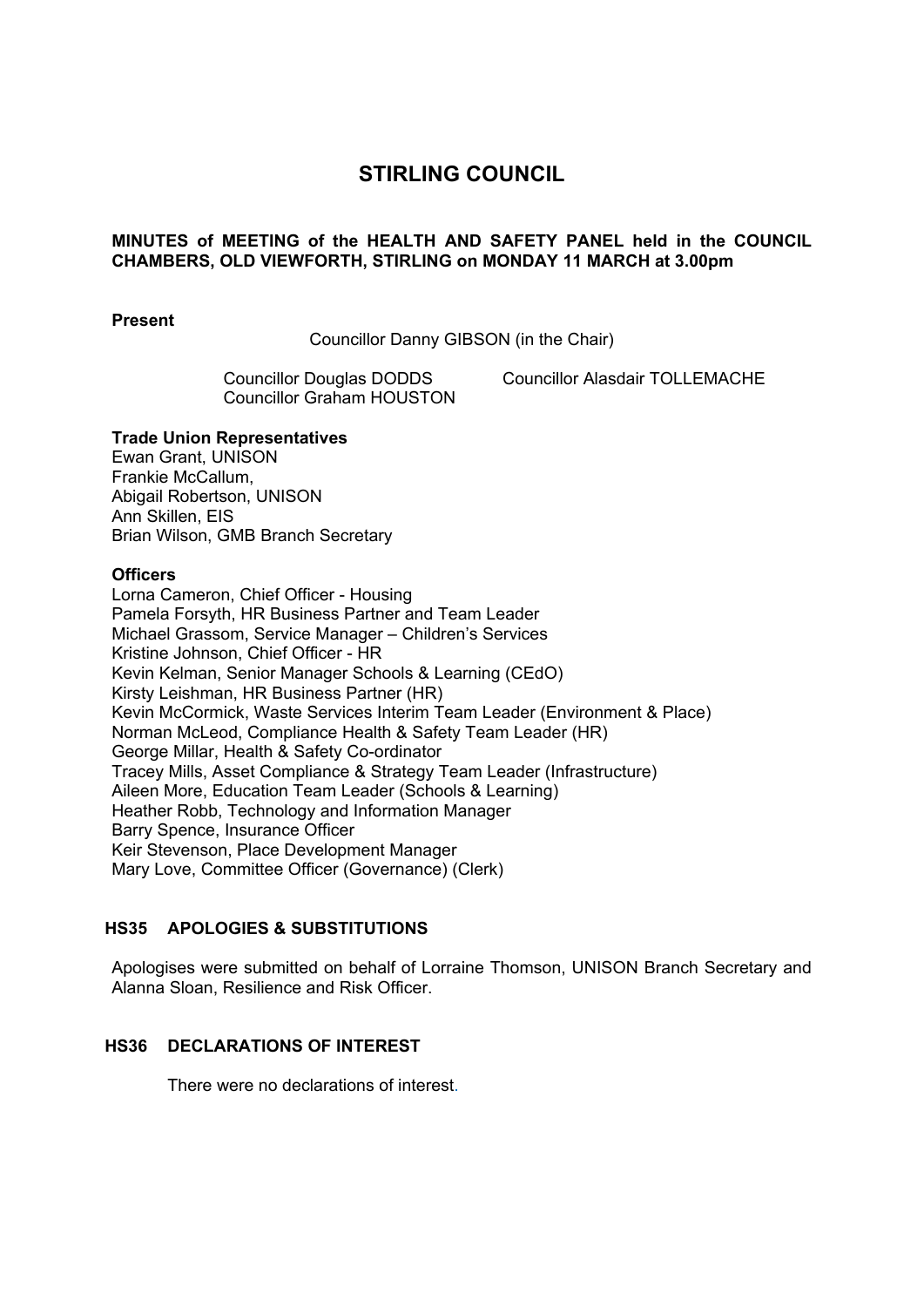# STIRLING COUNCIL

**MINUTES of MEETING of the HEALTH AND SAFETY PANEL held in the COUNCIL CHAMBERS, OLD VIEWFORTH, STIRLING on MONDAY 11 MARCH at 3.00pm**

**Present**

Councillor Danny GIBSON (in the Chair)

Councillor Douglas DODDS
Councillor Graham HOUSTON
Councillor Alasdair TOLLEMACHE

**Trade Union Representatives**

Ewan Grant, UNISON
Frankie McCallum,
Abigail Robertson, UNISON
Ann Skillen, EIS
Brian Wilson, GMB Branch Secretary

**Officers**

Lorna Cameron, Chief Officer - Housing
Pamela Forsyth, HR Business Partner and Team Leader
Michael Grassom, Service Manager – Children's Services
Kristine Johnson, Chief Officer - HR
Kevin Kelman, Senior Manager Schools & Learning (CEdO)
Kirsty Leishman, HR Business Partner (HR)
Kevin McCormick, Waste Services Interim Team Leader (Environment & Place)
Norman McLeod, Compliance Health & Safety Team Leader (HR)
George Millar, Health & Safety Co-ordinator
Tracey Mills, Asset Compliance & Strategy Team Leader (Infrastructure)
Aileen More, Education Team Leader (Schools & Learning)
Heather Robb, Technology and Information Manager
Barry Spence, Insurance Officer
Keir Stevenson, Place Development Manager
Mary Love, Committee Officer (Governance) (Clerk)

## HS35 APOLOGIES & SUBSTITUTIONS

Apologises were submitted on behalf of Lorraine Thomson, UNISON Branch Secretary and Alanna Sloan, Resilience and Risk Officer.

## HS36 DECLARATIONS OF INTEREST

There were no declarations of interest.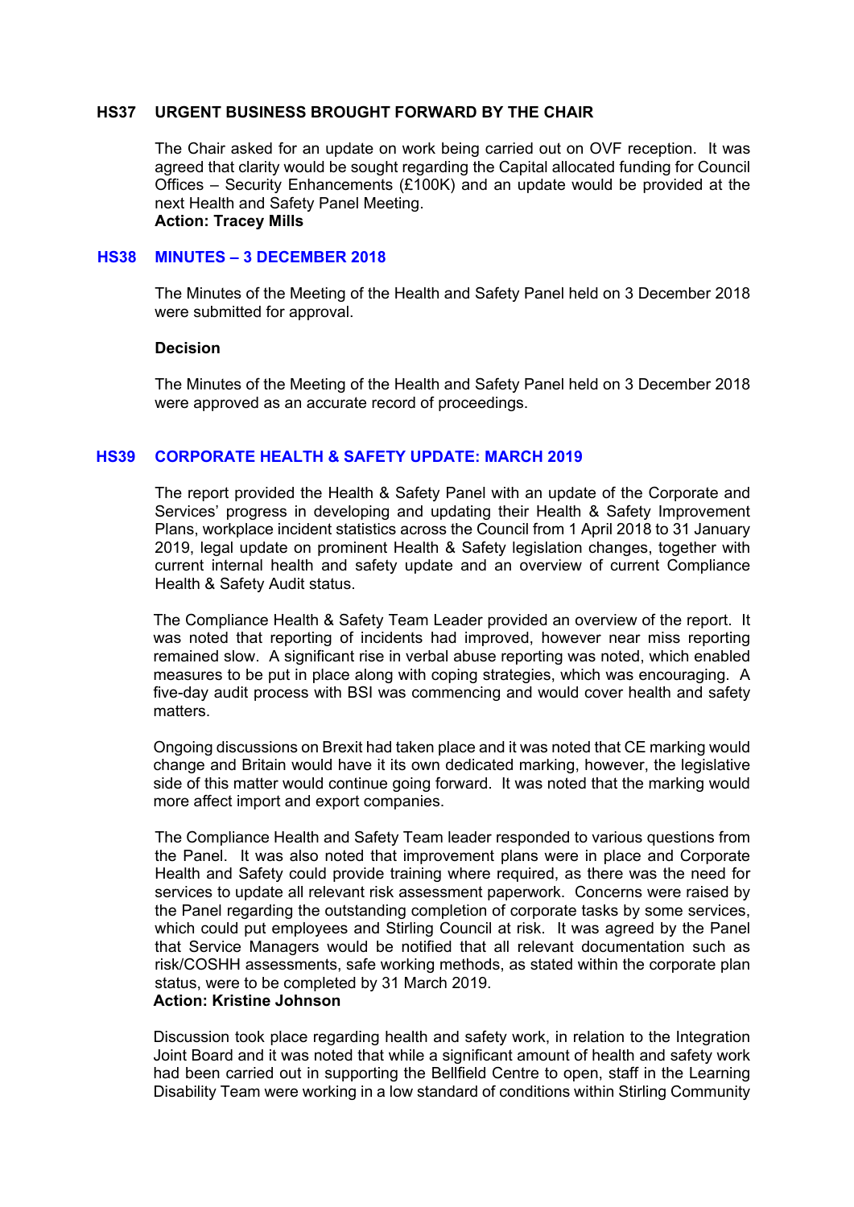**HS37 URGENT BUSINESS BROUGHT FORWARD BY THE CHAIR**

The Chair asked for an update on work being carried out on OVF reception. It was agreed that clarity would be sought regarding the Capital allocated funding for Council Offices – Security Enhancements (£100K) and an update would be provided at the next Health and Safety Panel Meeting.
**Action: Tracey Mills**

**HS38 MINUTES – 3 DECEMBER 2018**

The Minutes of the Meeting of the Health and Safety Panel held on 3 December 2018 were submitted for approval.

**Decision**

The Minutes of the Meeting of the Health and Safety Panel held on 3 December 2018 were approved as an accurate record of proceedings.

**HS39 CORPORATE HEALTH & SAFETY UPDATE: MARCH 2019**

The report provided the Health & Safety Panel with an update of the Corporate and Services' progress in developing and updating their Health & Safety Improvement Plans, workplace incident statistics across the Council from 1 April 2018 to 31 January 2019, legal update on prominent Health & Safety legislation changes, together with current internal health and safety update and an overview of current Compliance Health & Safety Audit status.

The Compliance Health & Safety Team Leader provided an overview of the report. It was noted that reporting of incidents had improved, however near miss reporting remained slow. A significant rise in verbal abuse reporting was noted, which enabled measures to be put in place along with coping strategies, which was encouraging. A five-day audit process with BSI was commencing and would cover health and safety matters.

Ongoing discussions on Brexit had taken place and it was noted that CE marking would change and Britain would have it its own dedicated marking, however, the legislative side of this matter would continue going forward. It was noted that the marking would more affect import and export companies.

The Compliance Health and Safety Team leader responded to various questions from the Panel. It was also noted that improvement plans were in place and Corporate Health and Safety could provide training where required, as there was the need for services to update all relevant risk assessment paperwork. Concerns were raised by the Panel regarding the outstanding completion of corporate tasks by some services, which could put employees and Stirling Council at risk. It was agreed by the Panel that Service Managers would be notified that all relevant documentation such as risk/COSHH assessments, safe working methods, as stated within the corporate plan status, were to be completed by 31 March 2019.
**Action: Kristine Johnson**

Discussion took place regarding health and safety work, in relation to the Integration Joint Board and it was noted that while a significant amount of health and safety work had been carried out in supporting the Bellfield Centre to open, staff in the Learning Disability Team were working in a low standard of conditions within Stirling Community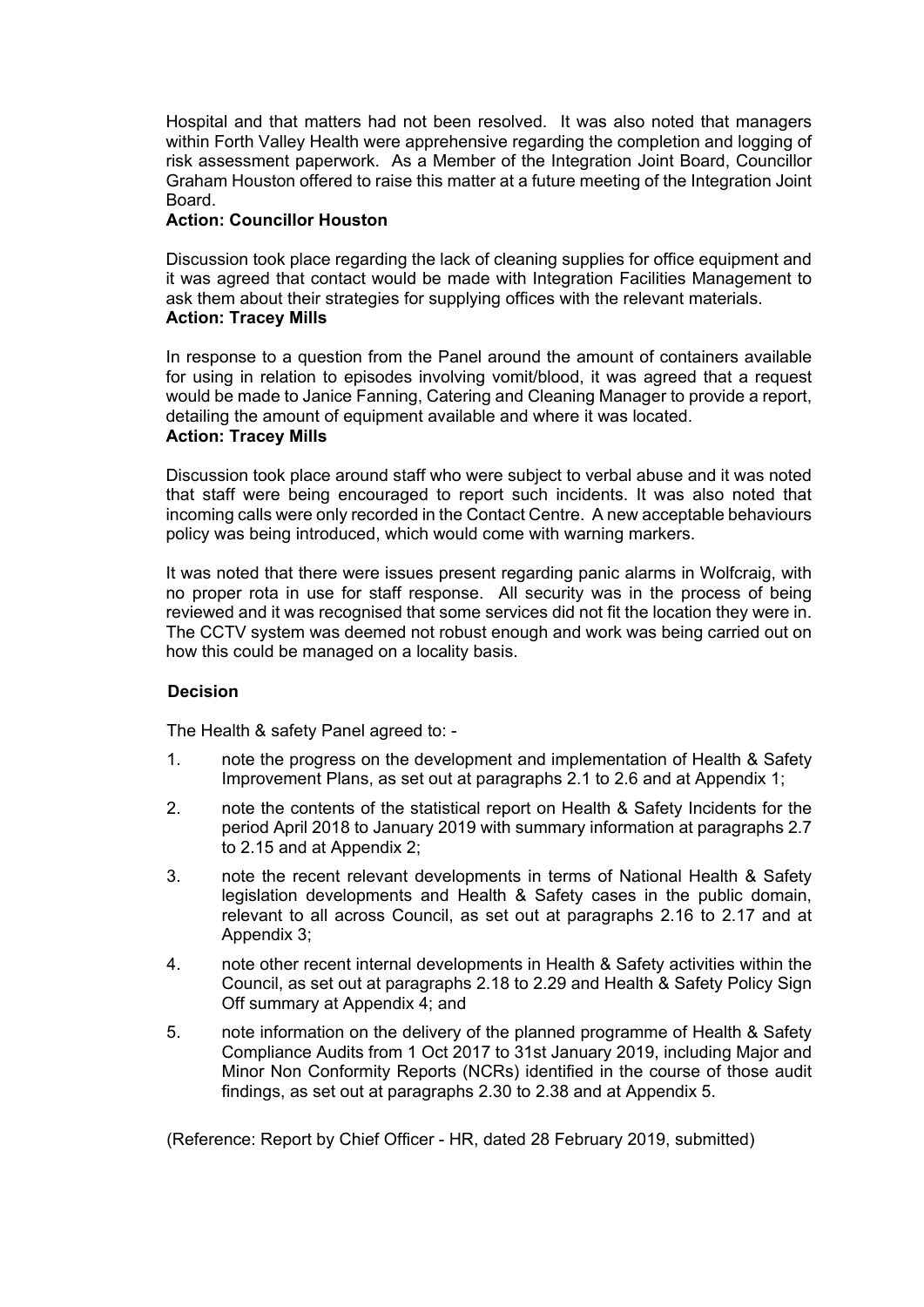Hospital and that matters had not been resolved. It was also noted that managers within Forth Valley Health were apprehensive regarding the completion and logging of risk assessment paperwork. As a Member of the Integration Joint Board, Councillor Graham Houston offered to raise this matter at a future meeting of the Integration Joint Board.

**Action: Councillor Houston**

Discussion took place regarding the lack of cleaning supplies for office equipment and it was agreed that contact would be made with Integration Facilities Management to ask them about their strategies for supplying offices with the relevant materials.

**Action: Tracey Mills**

In response to a question from the Panel around the amount of containers available for using in relation to episodes involving vomit/blood, it was agreed that a request would be made to Janice Fanning, Catering and Cleaning Manager to provide a report, detailing the amount of equipment available and where it was located.

**Action: Tracey Mills**

Discussion took place around staff who were subject to verbal abuse and it was noted that staff were being encouraged to report such incidents. It was also noted that incoming calls were only recorded in the Contact Centre. A new acceptable behaviours policy was being introduced, which would come with warning markers.

It was noted that there were issues present regarding panic alarms in Wolfcraig, with no proper rota in use for staff response. All security was in the process of being reviewed and it was recognised that some services did not fit the location they were in. The CCTV system was deemed not robust enough and work was being carried out on how this could be managed on a locality basis.

**Decision**

The Health & safety Panel agreed to: -

1. note the progress on the development and implementation of Health & Safety Improvement Plans, as set out at paragraphs 2.1 to 2.6 and at Appendix 1;
2. note the contents of the statistical report on Health & Safety Incidents for the period April 2018 to January 2019 with summary information at paragraphs 2.7 to 2.15 and at Appendix 2;
3. note the recent relevant developments in terms of National Health & Safety legislation developments and Health & Safety cases in the public domain, relevant to all across Council, as set out at paragraphs 2.16 to 2.17 and at Appendix 3;
4. note other recent internal developments in Health & Safety activities within the Council, as set out at paragraphs 2.18 to 2.29 and Health & Safety Policy Sign Off summary at Appendix 4; and
5. note information on the delivery of the planned programme of Health & Safety Compliance Audits from 1 Oct 2017 to 31st January 2019, including Major and Minor Non Conformity Reports (NCRs) identified in the course of those audit findings, as set out at paragraphs 2.30 to 2.38 and at Appendix 5.

(Reference: Report by Chief Officer - HR, dated 28 February 2019, submitted)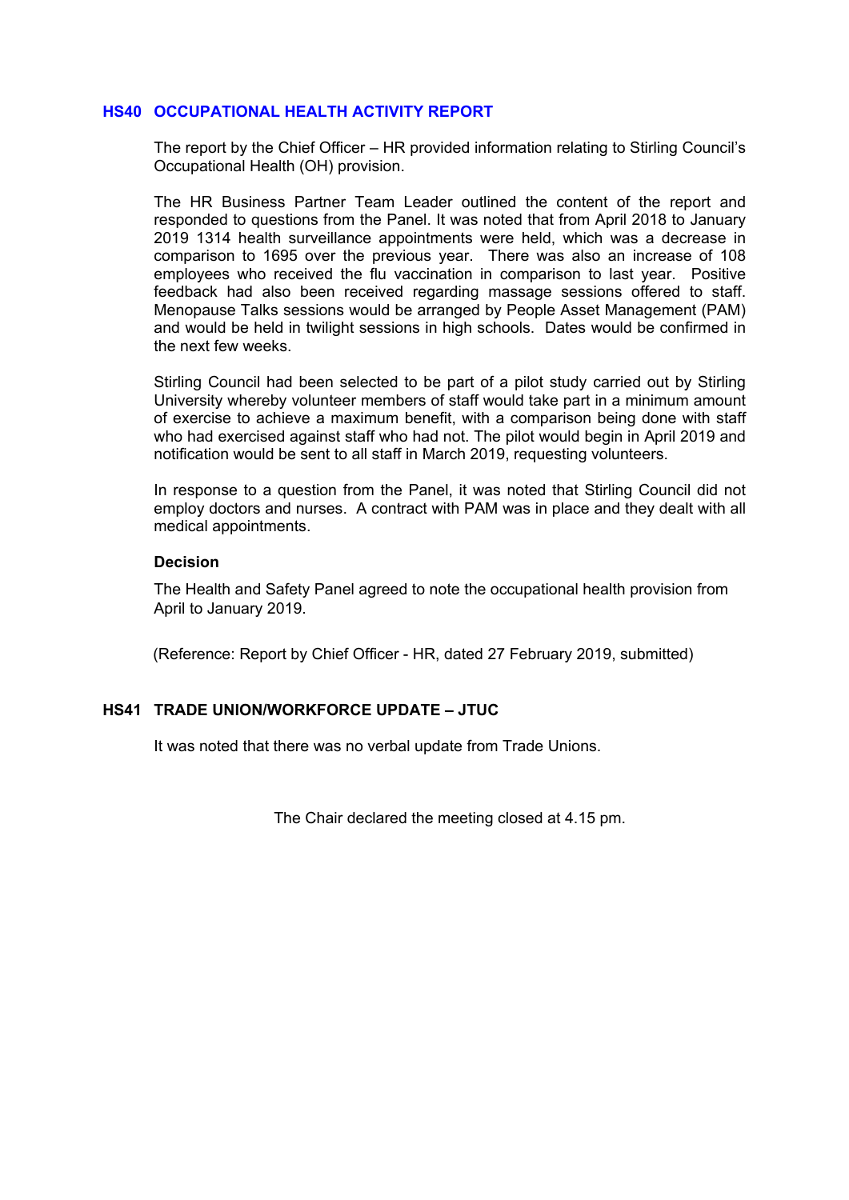## HS40 OCCUPATIONAL HEALTH ACTIVITY REPORT

The report by the Chief Officer – HR provided information relating to Stirling Council's Occupational Health (OH) provision.

The HR Business Partner Team Leader outlined the content of the report and responded to questions from the Panel. It was noted that from April 2018 to January 2019 1314 health surveillance appointments were held, which was a decrease in comparison to 1695 over the previous year. There was also an increase of 108 employees who received the flu vaccination in comparison to last year. Positive feedback had also been received regarding massage sessions offered to staff. Menopause Talks sessions would be arranged by People Asset Management (PAM) and would be held in twilight sessions in high schools. Dates would be confirmed in the next few weeks.

Stirling Council had been selected to be part of a pilot study carried out by Stirling University whereby volunteer members of staff would take part in a minimum amount of exercise to achieve a maximum benefit, with a comparison being done with staff who had exercised against staff who had not. The pilot would begin in April 2019 and notification would be sent to all staff in March 2019, requesting volunteers.

In response to a question from the Panel, it was noted that Stirling Council did not employ doctors and nurses. A contract with PAM was in place and they dealt with all medical appointments.

**Decision**

The Health and Safety Panel agreed to note the occupational health provision from April to January 2019.

(Reference: Report by Chief Officer - HR, dated 27 February 2019, submitted)

## HS41 TRADE UNION/WORKFORCE UPDATE – JTUC

It was noted that there was no verbal update from Trade Unions.

The Chair declared the meeting closed at 4.15 pm.